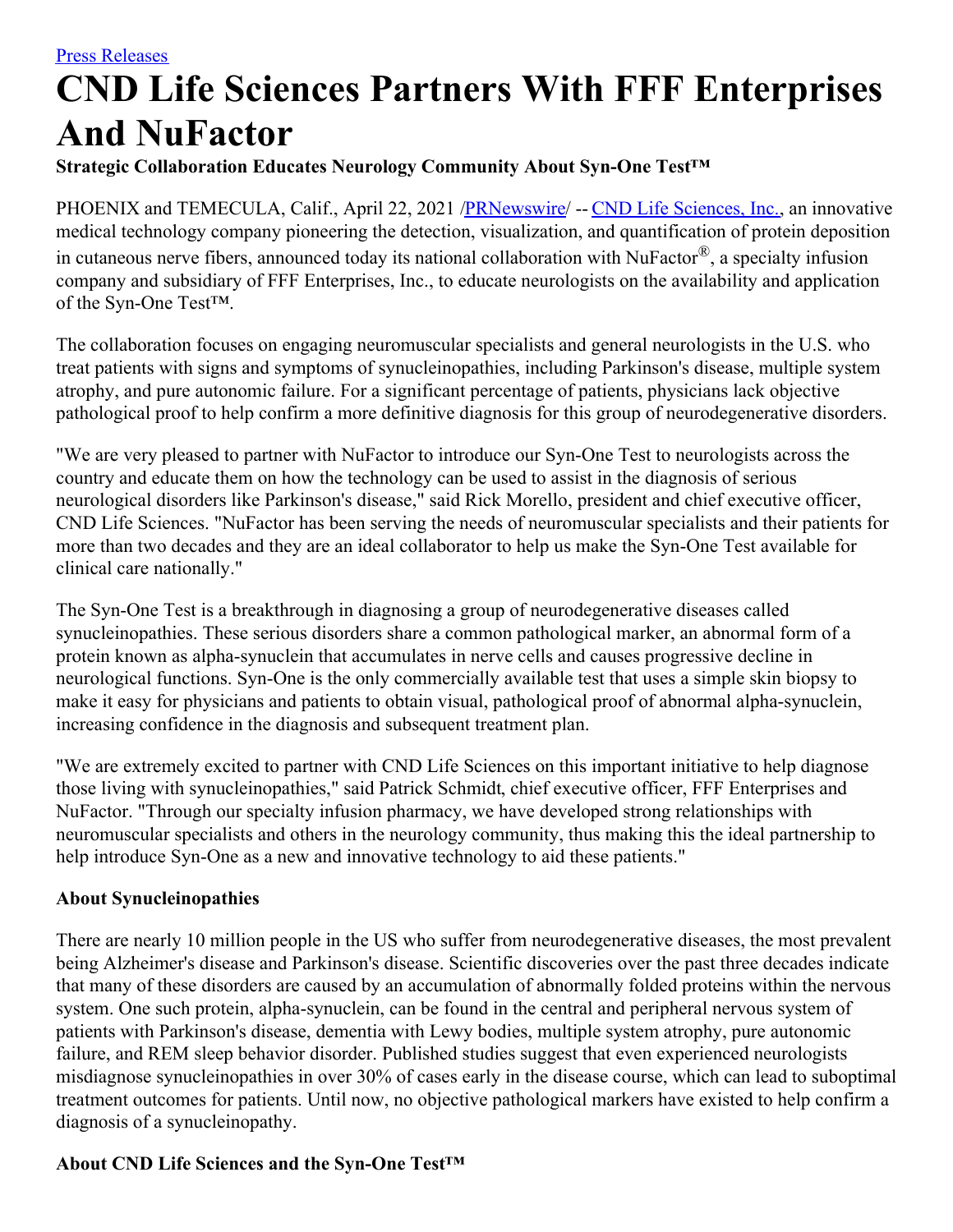[Press Releases](#)

# CND Life Sciences Partners With FFF Enterprises And NuFactor

**Strategic Collaboration Educates Neurology Community About Syn-One Test™**

PHOENIX and TEMECULA, Calif., April 22, 2021 /[PRNewswire](#)/ -- [CND Life Sciences, Inc.](#), an innovative medical technology company pioneering the detection, visualization, and quantification of protein deposition in cutaneous nerve fibers, announced today its national collaboration with NuFactor®, a specialty infusion company and subsidiary of FFF Enterprises, Inc., to educate neurologists on the availability and application of the Syn-One Test™.

The collaboration focuses on engaging neuromuscular specialists and general neurologists in the U.S. who treat patients with signs and symptoms of synucleinopathies, including Parkinson's disease, multiple system atrophy, and pure autonomic failure. For a significant percentage of patients, physicians lack objective pathological proof to help confirm a more definitive diagnosis for this group of neurodegenerative disorders.

"We are very pleased to partner with NuFactor to introduce our Syn-One Test to neurologists across the country and educate them on how the technology can be used to assist in the diagnosis of serious neurological disorders like Parkinson's disease," said Rick Morello, president and chief executive officer, CND Life Sciences. "NuFactor has been serving the needs of neuromuscular specialists and their patients for more than two decades and they are an ideal collaborator to help us make the Syn-One Test available for clinical care nationally."

The Syn-One Test is a breakthrough in diagnosing a group of neurodegenerative diseases called synucleinopathies. These serious disorders share a common pathological marker, an abnormal form of a protein known as alpha-synuclein that accumulates in nerve cells and causes progressive decline in neurological functions. Syn-One is the only commercially available test that uses a simple skin biopsy to make it easy for physicians and patients to obtain visual, pathological proof of abnormal alpha-synuclein, increasing confidence in the diagnosis and subsequent treatment plan.

"We are extremely excited to partner with CND Life Sciences on this important initiative to help diagnose those living with synucleinopathies," said Patrick Schmidt, chief executive officer, FFF Enterprises and NuFactor. "Through our specialty infusion pharmacy, we have developed strong relationships with neuromuscular specialists and others in the neurology community, thus making this the ideal partnership to help introduce Syn-One as a new and innovative technology to aid these patients."

**About Synucleinopathies**

There are nearly 10 million people in the US who suffer from neurodegenerative diseases, the most prevalent being Alzheimer's disease and Parkinson's disease. Scientific discoveries over the past three decades indicate that many of these disorders are caused by an accumulation of abnormally folded proteins within the nervous system. One such protein, alpha-synuclein, can be found in the central and peripheral nervous system of patients with Parkinson's disease, dementia with Lewy bodies, multiple system atrophy, pure autonomic failure, and REM sleep behavior disorder. Published studies suggest that even experienced neurologists misdiagnose synucleinopathies in over 30% of cases early in the disease course, which can lead to suboptimal treatment outcomes for patients. Until now, no objective pathological markers have existed to help confirm a diagnosis of a synucleinopathy.

**About CND Life Sciences and the Syn-One Test™**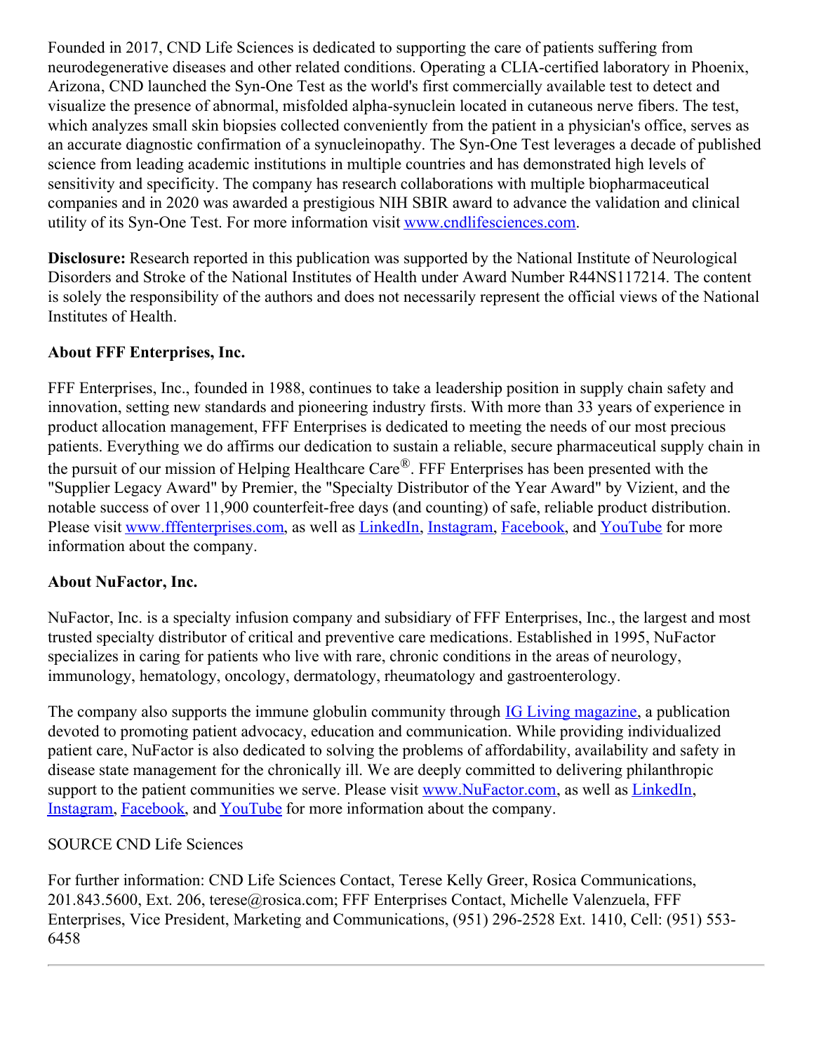Founded in 2017, CND Life Sciences is dedicated to supporting the care of patients suffering from neurodegenerative diseases and other related conditions. Operating a CLIA-certified laboratory in Phoenix, Arizona, CND launched the Syn-One Test as the world's first commercially available test to detect and visualize the presence of abnormal, misfolded alpha-synuclein located in cutaneous nerve fibers. The test, which analyzes small skin biopsies collected conveniently from the patient in a physician's office, serves as an accurate diagnostic confirmation of a synucleinopathy. The Syn-One Test leverages a decade of published science from leading academic institutions in multiple countries and has demonstrated high levels of sensitivity and specificity. The company has research collaborations with multiple biopharmaceutical companies and in 2020 was awarded a prestigious NIH SBIR award to advance the validation and clinical utility of its Syn-One Test. For more information visit [www.cndlifesciences.com](www.cndlifesciences.com).

**Disclosure:** Research reported in this publication was supported by the National Institute of Neurological Disorders and Stroke of the National Institutes of Health under Award Number R44NS117214. The content is solely the responsibility of the authors and does not necessarily represent the official views of the National Institutes of Health.

**About FFF Enterprises, Inc.**

FFF Enterprises, Inc., founded in 1988, continues to take a leadership position in supply chain safety and innovation, setting new standards and pioneering industry firsts. With more than 33 years of experience in product allocation management, FFF Enterprises is dedicated to meeting the needs of our most precious patients. Everything we do affirms our dedication to sustain a reliable, secure pharmaceutical supply chain in the pursuit of our mission of Helping Healthcare Care®. FFF Enterprises has been presented with the "Supplier Legacy Award" by Premier, the "Specialty Distributor of the Year Award" by Vizient, and the notable success of over 11,900 counterfeit-free days (and counting) of safe, reliable product distribution. Please visit [www.fffenterprises.com](www.fffenterprises.com), as well as LinkedIn, Instagram, Facebook, and YouTube for more information about the company.

**About NuFactor, Inc.**

NuFactor, Inc. is a specialty infusion company and subsidiary of FFF Enterprises, Inc., the largest and most trusted specialty distributor of critical and preventive care medications. Established in 1995, NuFactor specializes in caring for patients who live with rare, chronic conditions in the areas of neurology, immunology, hematology, oncology, dermatology, rheumatology and gastroenterology.

The company also supports the immune globulin community through IG Living magazine, a publication devoted to promoting patient advocacy, education and communication. While providing individualized patient care, NuFactor is also dedicated to solving the problems of affordability, availability and safety in disease state management for the chronically ill. We are deeply committed to delivering philanthropic support to the patient communities we serve. Please visit [www.NuFactor.com](www.NuFactor.com), as well as LinkedIn, Instagram, Facebook, and YouTube for more information about the company.

SOURCE CND Life Sciences

For further information: CND Life Sciences Contact, Terese Kelly Greer, Rosica Communications, 201.843.5600, Ext. 206, terese@rosica.com; FFF Enterprises Contact, Michelle Valenzuela, FFF Enterprises, Vice President, Marketing and Communications, (951) 296-2528 Ext. 1410, Cell: (951) 553-6458